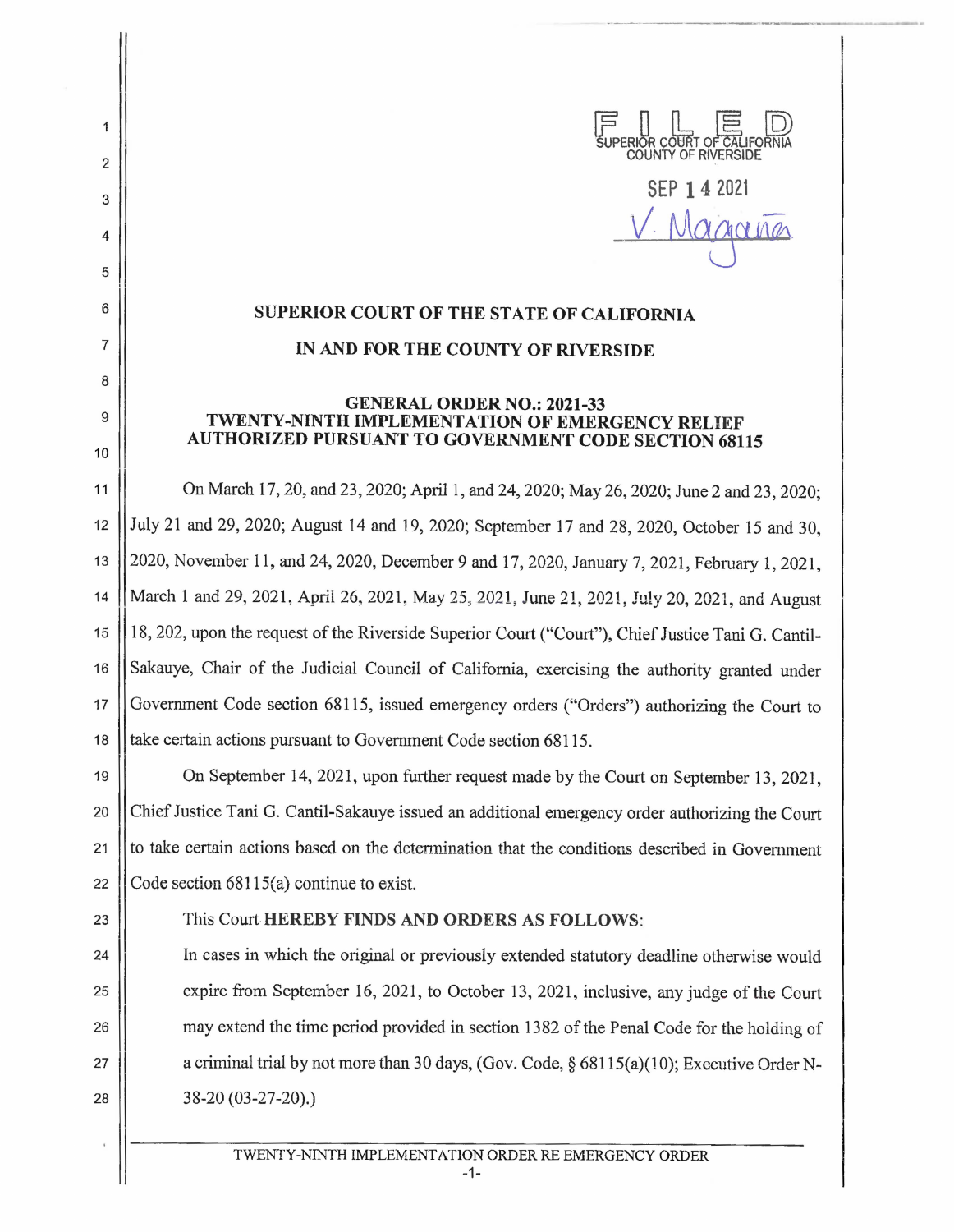FILED
SUPERIOR COURT OF CALIFORNIA
COUNTY OF RIVERSIDE

SEP 14 2021

V. Magaña

## SUPERIOR COURT OF THE STATE OF CALIFORNIA

## IN AND FOR THE COUNTY OF RIVERSIDE

### GENERAL ORDER NO.: 2021-33
### TWENTY-NINTH IMPLEMENTATION OF EMERGENCY RELIEF AUTHORIZED PURSUANT TO GOVERNMENT CODE SECTION 68115

On March 17, 20, and 23, 2020; April 1, and 24, 2020; May 26, 2020; June 2 and 23, 2020; July 21 and 29, 2020; August 14 and 19, 2020; September 17 and 28, 2020, October 15 and 30, 2020, November 11, and 24, 2020, December 9 and 17, 2020, January 7, 2021, February 1, 2021, March 1 and 29, 2021, April 26, 2021, May 25, 2021, June 21, 2021, July 20, 2021, and August 18, 202, upon the request of the Riverside Superior Court ("Court"), Chief Justice Tani G. Cantil-Sakauye, Chair of the Judicial Council of California, exercising the authority granted under Government Code section 68115, issued emergency orders ("Orders") authorizing the Court to take certain actions pursuant to Government Code section 68115.

On September 14, 2021, upon further request made by the Court on September 13, 2021, Chief Justice Tani G. Cantil-Sakauye issued an additional emergency order authorizing the Court to take certain actions based on the determination that the conditions described in Government Code section 68115(a) continue to exist.

This Court **HEREBY FINDS AND ORDERS AS FOLLOWS**:

In cases in which the original or previously extended statutory deadline otherwise would expire from September 16, 2021, to October 13, 2021, inclusive, any judge of the Court may extend the time period provided in section 1382 of the Penal Code for the holding of a criminal trial by not more than 30 days, (Gov. Code, § 68115(a)(10); Executive Order N-38-20 (03-27-20).)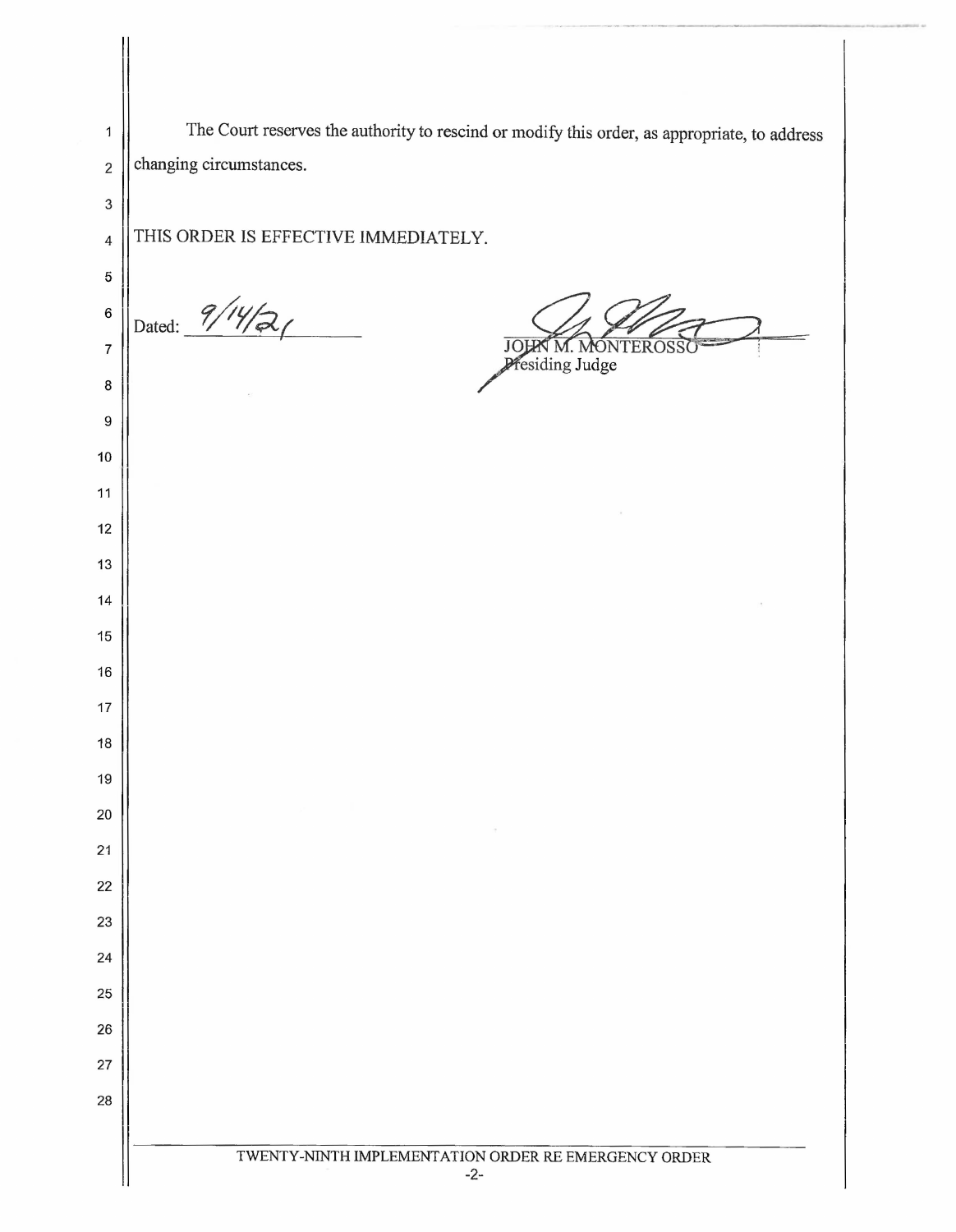The Court reserves the authority to rescind or modify this order, as appropriate, to address changing circumstances.

THIS ORDER IS EFFECTIVE IMMEDIATELY.

Dated: 9/14/21

JOHN M. MONTEROSSO
Presiding Judge

TWENTY-NINTH IMPLEMENTATION ORDER RE EMERGENCY ORDER